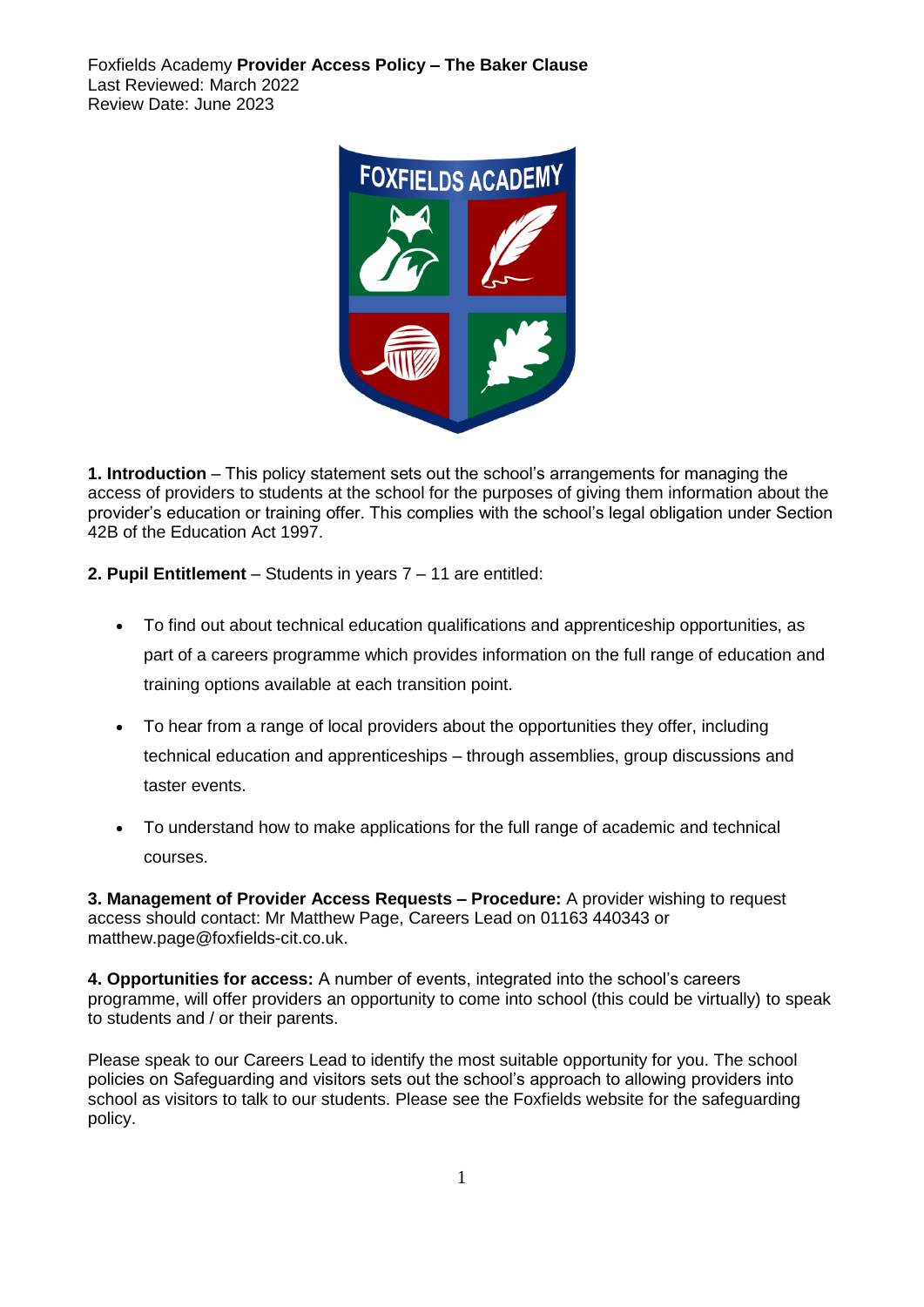Foxfields Academy **Provider Access Policy – The Baker Clause**
Last Reviewed: March 2022
Review Date: June 2023

**1. Introduction** – This policy statement sets out the school's arrangements for managing the access of providers to students at the school for the purposes of giving them information about the provider's education or training offer. This complies with the school's legal obligation under Section 42B of the Education Act 1997.

**2. Pupil Entitlement** – Students in years 7 – 11 are entitled:

- To find out about technical education qualifications and apprenticeship opportunities, as part of a careers programme which provides information on the full range of education and training options available at each transition point.
- To hear from a range of local providers about the opportunities they offer, including technical education and apprenticeships – through assemblies, group discussions and taster events.
- To understand how to make applications for the full range of academic and technical courses.

**3. Management of Provider Access Requests – Procedure:** A provider wishing to request access should contact: Mr Matthew Page, Careers Lead on 01163 440343 or matthew.page@foxfields-cit.co.uk.

**4. Opportunities for access:** A number of events, integrated into the school's careers programme, will offer providers an opportunity to come into school (this could be virtually) to speak to students and / or their parents.

Please speak to our Careers Lead to identify the most suitable opportunity for you. The school policies on Safeguarding and visitors sets out the school's approach to allowing providers into school as visitors to talk to our students. Please see the Foxfields website for the safeguarding policy.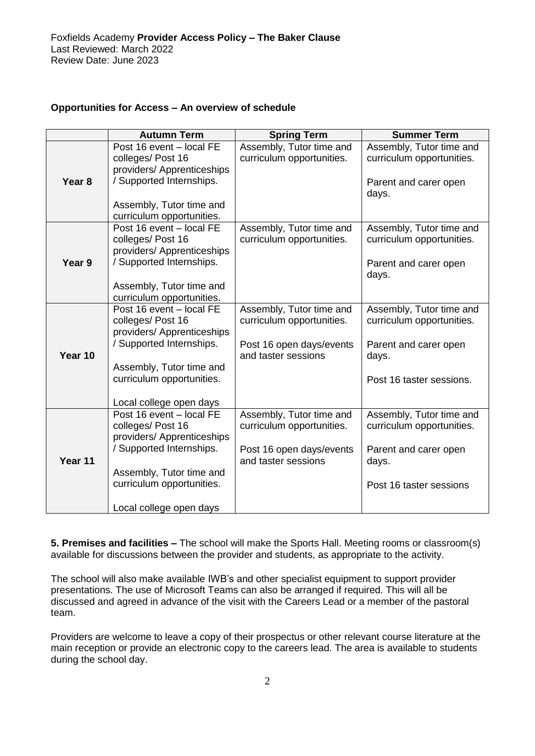### Opportunities for Access – An overview of schedule

| | Autumn Term | Spring Term | Summer Term |
|---|---|---|---|
| **Year 8** | Post 16 event – local FE colleges/ Post 16 providers/ Apprenticeships / Supported Internships.<br><br>Assembly, Tutor time and curriculum opportunities. | Assembly, Tutor time and curriculum opportunities. | Assembly, Tutor time and curriculum opportunities.<br><br>Parent and carer open days. |
| **Year 9** | Post 16 event – local FE colleges/ Post 16 providers/ Apprenticeships / Supported Internships.<br><br>Assembly, Tutor time and curriculum opportunities. | Assembly, Tutor time and curriculum opportunities. | Assembly, Tutor time and curriculum opportunities.<br><br>Parent and carer open days. |
| **Year 10** | Post 16 event – local FE colleges/ Post 16 providers/ Apprenticeships / Supported Internships.<br><br>Assembly, Tutor time and curriculum opportunities.<br><br>Local college open days | Assembly, Tutor time and curriculum opportunities.<br><br>Post 16 open days/events and taster sessions | Assembly, Tutor time and curriculum opportunities.<br><br>Parent and carer open days.<br><br>Post 16 taster sessions. |
| **Year 11** | Post 16 event – local FE colleges/ Post 16 providers/ Apprenticeships / Supported Internships.<br><br>Assembly, Tutor time and curriculum opportunities.<br><br>Local college open days | Assembly, Tutor time and curriculum opportunities.<br><br>Post 16 open days/events and taster sessions | Assembly, Tutor time and curriculum opportunities.<br><br>Parent and carer open days.<br><br>Post 16 taster sessions |

**5. Premises and facilities –** The school will make the Sports Hall. Meeting rooms or classroom(s) available for discussions between the provider and students, as appropriate to the activity.

The school will also make available IWB's and other specialist equipment to support provider presentations. The use of Microsoft Teams can also be arranged if required. This will all be discussed and agreed in advance of the visit with the Careers Lead or a member of the pastoral team.

Providers are welcome to leave a copy of their prospectus or other relevant course literature at the main reception or provide an electronic copy to the careers lead. The area is available to students during the school day.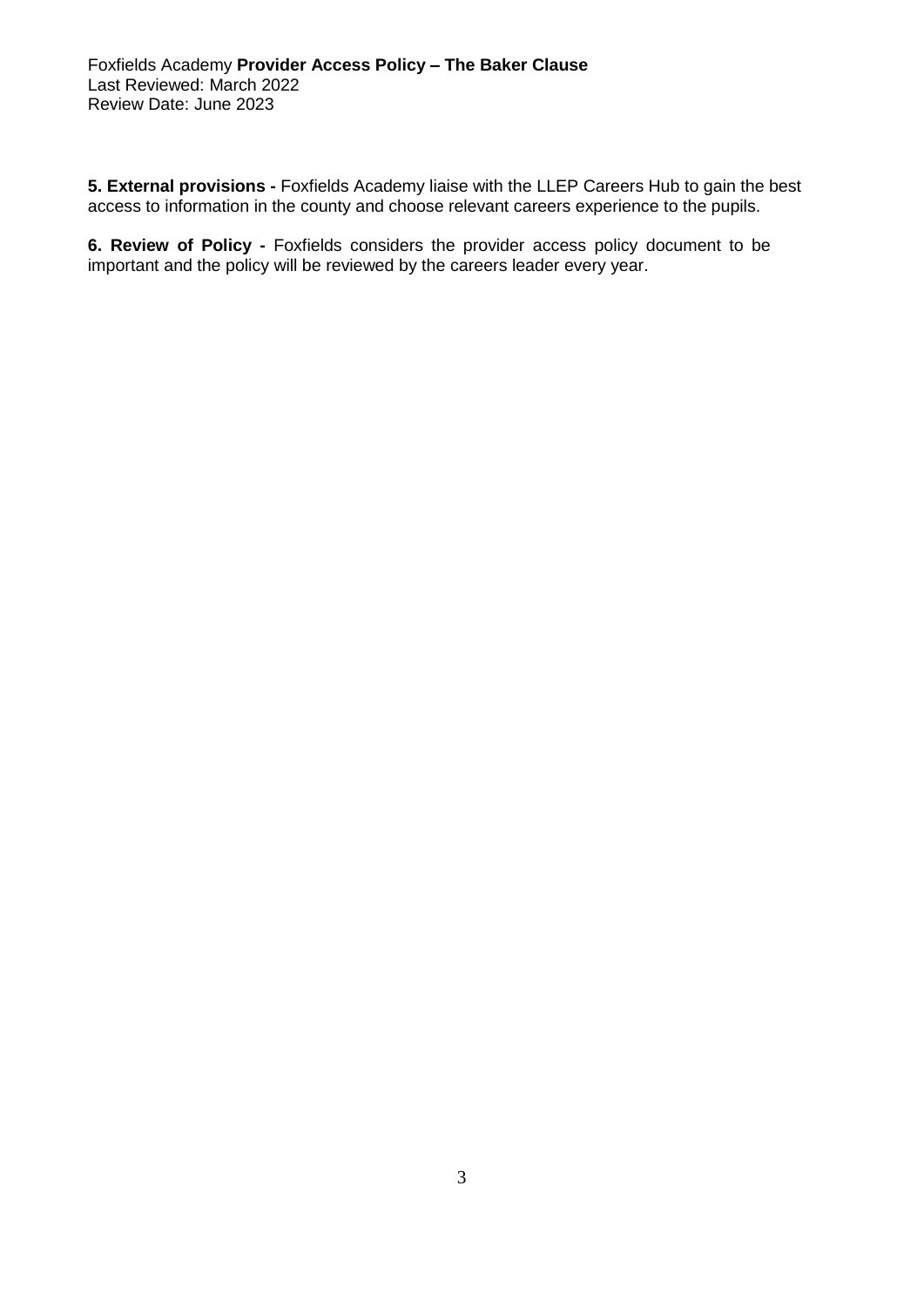**5. External provisions -** Foxfields Academy liaise with the LLEP Careers Hub to gain the best access to information in the county and choose relevant careers experience to the pupils.

**6. Review of Policy -** Foxfields considers the provider access policy document to be important and the policy will be reviewed by the careers leader every year.